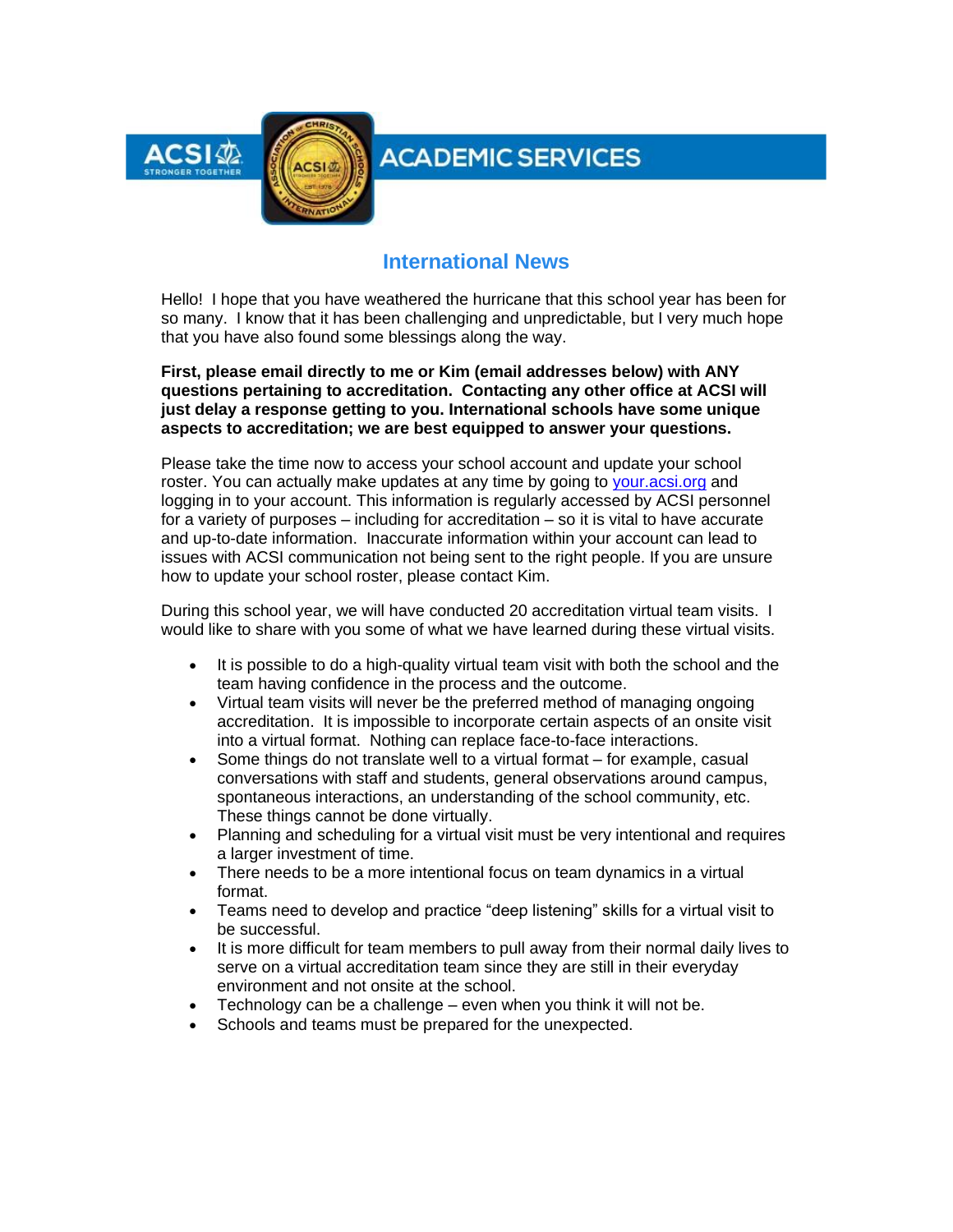# ACADEMIC SERVICES

## International News

Hello! I hope that you have weathered the hurricane that this school year has been for so many. I know that it has been challenging and unpredictable, but I very much hope that you have also found some blessings along the way.

**First, please email directly to me or Kim (email addresses below) with ANY questions pertaining to accreditation. Contacting any other office at ACSI will just delay a response getting to you. International schools have some unique aspects to accreditation; we are best equipped to answer your questions.**

Please take the time now to access your school account and update your school roster. You can actually make updates at any time by going to [your.acsi.org](your.acsi.org) and logging in to your account. This information is regularly accessed by ACSI personnel for a variety of purposes – including for accreditation – so it is vital to have accurate and up-to-date information. Inaccurate information within your account can lead to issues with ACSI communication not being sent to the right people. If you are unsure how to update your school roster, please contact Kim.

During this school year, we will have conducted 20 accreditation virtual team visits. I would like to share with you some of what we have learned during these virtual visits.

- It is possible to do a high-quality virtual team visit with both the school and the team having confidence in the process and the outcome.
- Virtual team visits will never be the preferred method of managing ongoing accreditation. It is impossible to incorporate certain aspects of an onsite visit into a virtual format. Nothing can replace face-to-face interactions.
- Some things do not translate well to a virtual format – for example, casual conversations with staff and students, general observations around campus, spontaneous interactions, an understanding of the school community, etc. These things cannot be done virtually.
- Planning and scheduling for a virtual visit must be very intentional and requires a larger investment of time.
- There needs to be a more intentional focus on team dynamics in a virtual format.
- Teams need to develop and practice "deep listening" skills for a virtual visit to be successful.
- It is more difficult for team members to pull away from their normal daily lives to serve on a virtual accreditation team since they are still in their everyday environment and not onsite at the school.
- Technology can be a challenge – even when you think it will not be.
- Schools and teams must be prepared for the unexpected.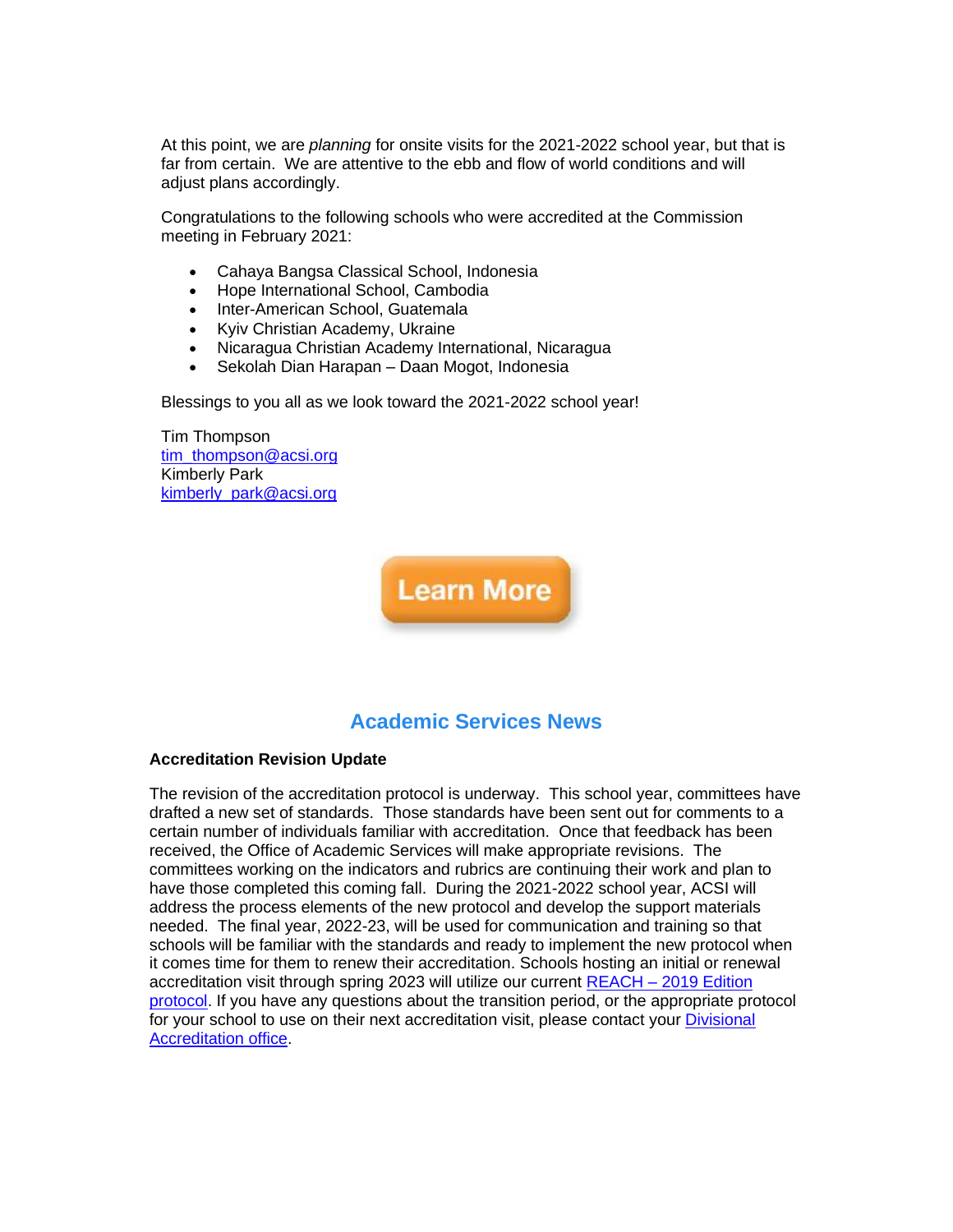At this point, we are *planning* for onsite visits for the 2021-2022 school year, but that is far from certain. We are attentive to the ebb and flow of world conditions and will adjust plans accordingly.

Congratulations to the following schools who were accredited at the Commission meeting in February 2021:

- Cahaya Bangsa Classical School, Indonesia
- Hope International School, Cambodia
- Inter-American School, Guatemala
- Kyiv Christian Academy, Ukraine
- Nicaragua Christian Academy International, Nicaragua
- Sekolah Dian Harapan – Daan Mogot, Indonesia

Blessings to you all as we look toward the 2021-2022 school year!

Tim Thompson
tim_thompson@acsi.org
Kimberly Park
kimberly_park@acsi.org

Learn More

## Academic Services News

**Accreditation Revision Update**

The revision of the accreditation protocol is underway. This school year, committees have drafted a new set of standards. Those standards have been sent out for comments to a certain number of individuals familiar with accreditation. Once that feedback has been received, the Office of Academic Services will make appropriate revisions. The committees working on the indicators and rubrics are continuing their work and plan to have those completed this coming fall. During the 2021-2022 school year, ACSI will address the process elements of the new protocol and develop the support materials needed. The final year, 2022-23, will be used for communication and training so that schools will be familiar with the standards and ready to implement the new protocol when it comes time for them to renew their accreditation. Schools hosting an initial or renewal accreditation visit through spring 2023 will utilize our current REACH – 2019 Edition protocol. If you have any questions about the transition period, or the appropriate protocol for your school to use on their next accreditation visit, please contact your Divisional Accreditation office.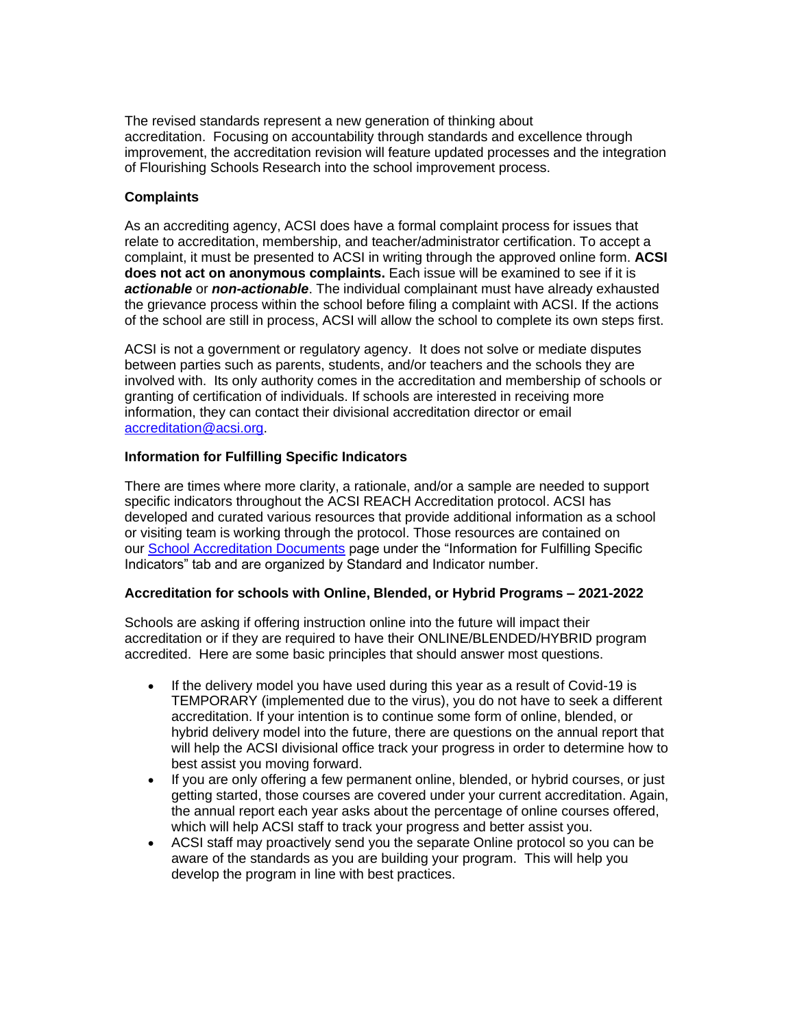The revised standards represent a new generation of thinking about accreditation. Focusing on accountability through standards and excellence through improvement, the accreditation revision will feature updated processes and the integration of Flourishing Schools Research into the school improvement process.

**Complaints**

As an accrediting agency, ACSI does have a formal complaint process for issues that relate to accreditation, membership, and teacher/administrator certification. To accept a complaint, it must be presented to ACSI in writing through the approved online form. **ACSI does not act on anonymous complaints.** Each issue will be examined to see if it is ***actionable*** or ***non-actionable***. The individual complainant must have already exhausted the grievance process within the school before filing a complaint with ACSI. If the actions of the school are still in process, ACSI will allow the school to complete its own steps first.

ACSI is not a government or regulatory agency. It does not solve or mediate disputes between parties such as parents, students, and/or teachers and the schools they are involved with. Its only authority comes in the accreditation and membership of schools or granting of certification of individuals. If schools are interested in receiving more information, they can contact their divisional accreditation director or email [accreditation@acsi.org](mailto:accreditation@acsi.org).

**Information for Fulfilling Specific Indicators**

There are times where more clarity, a rationale, and/or a sample are needed to support specific indicators throughout the ACSI REACH Accreditation protocol. ACSI has developed and curated various resources that provide additional information as a school or visiting team is working through the protocol. Those resources are contained on our [School Accreditation Documents]() page under the "Information for Fulfilling Specific Indicators" tab and are organized by Standard and Indicator number.

**Accreditation for schools with Online, Blended, or Hybrid Programs – 2021-2022**

Schools are asking if offering instruction online into the future will impact their accreditation or if they are required to have their ONLINE/BLENDED/HYBRID program accredited. Here are some basic principles that should answer most questions.

- If the delivery model you have used during this year as a result of Covid-19 is TEMPORARY (implemented due to the virus), you do not have to seek a different accreditation. If your intention is to continue some form of online, blended, or hybrid delivery model into the future, there are questions on the annual report that will help the ACSI divisional office track your progress in order to determine how to best assist you moving forward.
- If you are only offering a few permanent online, blended, or hybrid courses, or just getting started, those courses are covered under your current accreditation. Again, the annual report each year asks about the percentage of online courses offered, which will help ACSI staff to track your progress and better assist you.
- ACSI staff may proactively send you the separate Online protocol so you can be aware of the standards as you are building your program. This will help you develop the program in line with best practices.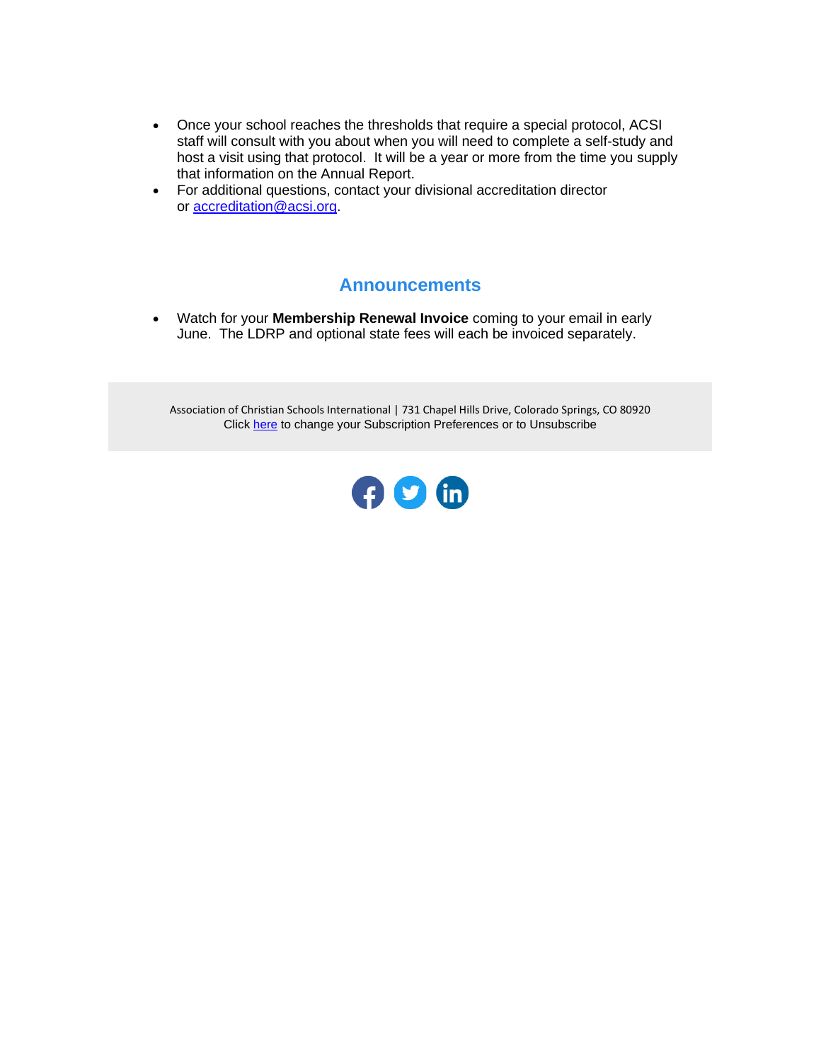- Once your school reaches the thresholds that require a special protocol, ACSI staff will consult with you about when you will need to complete a self-study and host a visit using that protocol. It will be a year or more from the time you supply that information on the Annual Report.
- For additional questions, contact your divisional accreditation director or accreditation@acsi.org.

## Announcements

- Watch for your **Membership Renewal Invoice** coming to your email in early June. The LDRP and optional state fees will each be invoiced separately.

Association of Christian Schools International | 731 Chapel Hills Drive, Colorado Springs, CO 80920
Click here to change your Subscription Preferences or to Unsubscribe